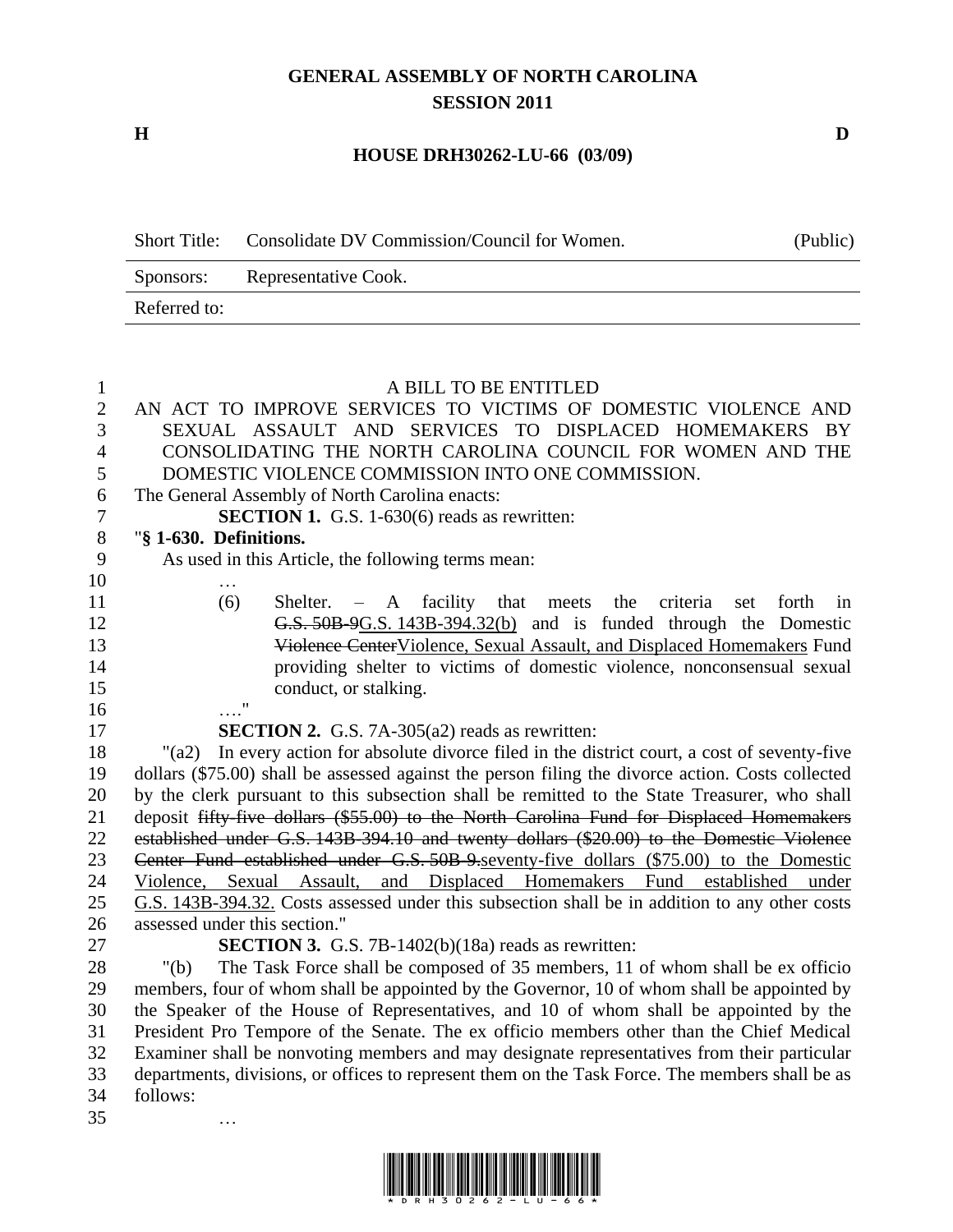# GENERAL ASSEMBLY OF NORTH CAROLINA
## SESSION 2011

**H** **D**

**HOUSE DRH30262-LU-66 (03/09)**

| Short Title: | Consolidate DV Commission/Council for Women. | (Public) |
|---|---|---|
| Sponsors: | Representative Cook. | |
| Referred to: | | |

A BILL TO BE ENTITLED

AN ACT TO IMPROVE SERVICES TO VICTIMS OF DOMESTIC VIOLENCE AND SEXUAL ASSAULT AND SERVICES TO DISPLACED HOMEMAKERS BY CONSOLIDATING THE NORTH CAROLINA COUNCIL FOR WOMEN AND THE DOMESTIC VIOLENCE COMMISSION INTO ONE COMMISSION.

The General Assembly of North Carolina enacts:

**SECTION 1.** G.S. 1-630(6) reads as rewritten:

"**§ 1-630. Definitions.**

As used in this Article, the following terms mean:

…

(6) Shelter. – A facility that meets the criteria set forth in ~~G.S. 50B-9~~G.S. 143B-394.32(b) and is funded through the Domestic ~~Violence Center~~Violence, Sexual Assault, and Displaced Homemakers Fund providing shelter to victims of domestic violence, nonconsensual sexual conduct, or stalking.

…."

**SECTION 2.** G.S. 7A-305(a2) reads as rewritten:

"(a2) In every action for absolute divorce filed in the district court, a cost of seventy-five dollars ($75.00) shall be assessed against the person filing the divorce action. Costs collected by the clerk pursuant to this subsection shall be remitted to the State Treasurer, who shall deposit ~~fifty-five dollars ($55.00) to the North Carolina Fund for Displaced Homemakers established under G.S. 143B-394.10 and twenty dollars ($20.00) to the Domestic Violence Center Fund established under G.S. 50B-9.~~seventy-five dollars ($75.00) to the Domestic Violence, Sexual Assault, and Displaced Homemakers Fund established under G.S. 143B-394.32. Costs assessed under this subsection shall be in addition to any other costs assessed under this section."

**SECTION 3.** G.S. 7B-1402(b)(18a) reads as rewritten:

"(b) The Task Force shall be composed of 35 members, 11 of whom shall be ex officio members, four of whom shall be appointed by the Governor, 10 of whom shall be appointed by the Speaker of the House of Representatives, and 10 of whom shall be appointed by the President Pro Tempore of the Senate. The ex officio members other than the Chief Medical Examiner shall be nonvoting members and may designate representatives from their particular departments, divisions, or offices to represent them on the Task Force. The members shall be as follows:

…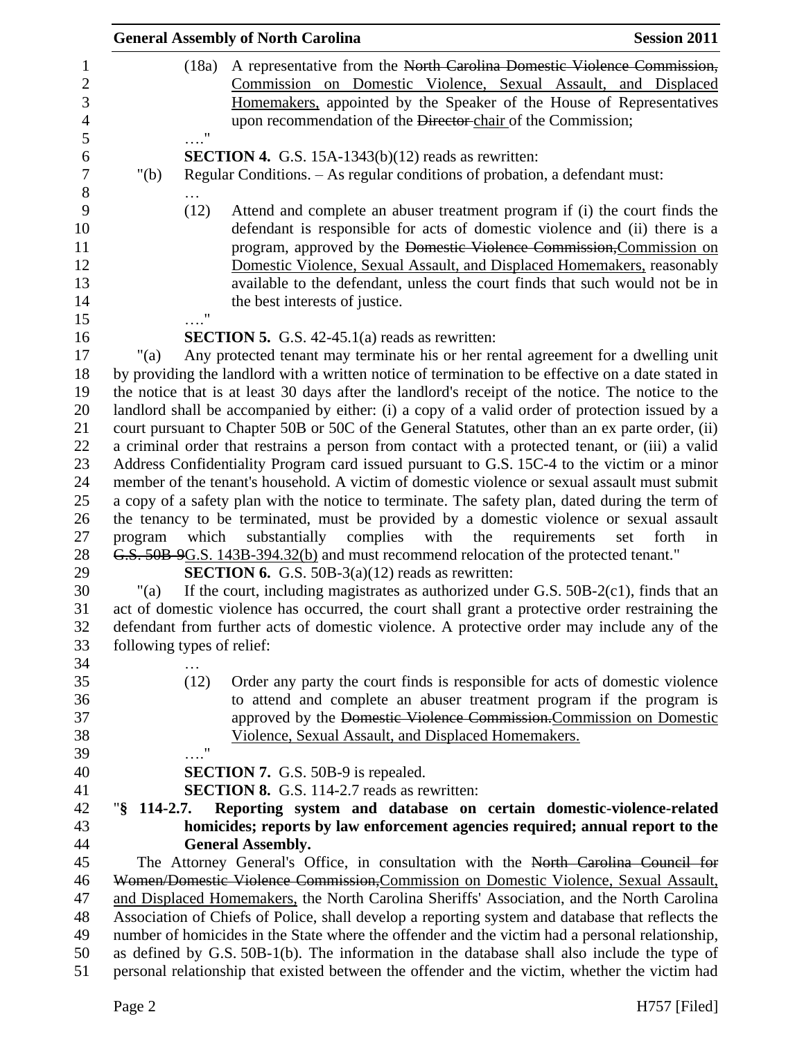(18a) A representative from the ~~North Carolina Domestic Violence Commission,~~ Commission on Domestic Violence, Sexual Assault, and Displaced Homemakers, appointed by the Speaker of the House of Representatives upon recommendation of the ~~Director~~ chair of the Commission;

…."

**SECTION 4.** G.S. 15A-1343(b)(12) reads as rewritten:

"(b) Regular Conditions. – As regular conditions of probation, a defendant must:

…

(12) Attend and complete an abuser treatment program if (i) the court finds the defendant is responsible for acts of domestic violence and (ii) there is a program, approved by the ~~Domestic Violence Commission,~~Commission on Domestic Violence, Sexual Assault, and Displaced Homemakers, reasonably available to the defendant, unless the court finds that such would not be in the best interests of justice.

…."

**SECTION 5.** G.S. 42-45.1(a) reads as rewritten:

"(a) Any protected tenant may terminate his or her rental agreement for a dwelling unit by providing the landlord with a written notice of termination to be effective on a date stated in the notice that is at least 30 days after the landlord's receipt of the notice. The notice to the landlord shall be accompanied by either: (i) a copy of a valid order of protection issued by a court pursuant to Chapter 50B or 50C of the General Statutes, other than an ex parte order, (ii) a criminal order that restrains a person from contact with a protected tenant, or (iii) a valid Address Confidentiality Program card issued pursuant to G.S. 15C-4 to the victim or a minor member of the tenant's household. A victim of domestic violence or sexual assault must submit a copy of a safety plan with the notice to terminate. The safety plan, dated during the term of the tenancy to be terminated, must be provided by a domestic violence or sexual assault program which substantially complies with the requirements set forth in ~~G.S. 50B-9~~G.S. 143B-394.32(b) and must recommend relocation of the protected tenant."

**SECTION 6.** G.S. 50B-3(a)(12) reads as rewritten:

"(a) If the court, including magistrates as authorized under G.S. 50B-2(c1), finds that an act of domestic violence has occurred, the court shall grant a protective order restraining the defendant from further acts of domestic violence. A protective order may include any of the following types of relief:

…

(12) Order any party the court finds is responsible for acts of domestic violence to attend and complete an abuser treatment program if the program is approved by the ~~Domestic Violence Commission.~~Commission on Domestic Violence, Sexual Assault, and Displaced Homemakers.

…."

**SECTION 7.** G.S. 50B-9 is repealed.

**SECTION 8.** G.S. 114-2.7 reads as rewritten:

"**§ 114-2.7. Reporting system and database on certain domestic-violence-related homicides; reports by law enforcement agencies required; annual report to the General Assembly.**

The Attorney General's Office, in consultation with the ~~North Carolina Council for Women/Domestic Violence Commission,~~Commission on Domestic Violence, Sexual Assault, and Displaced Homemakers, the North Carolina Sheriffs' Association, and the North Carolina Association of Chiefs of Police, shall develop a reporting system and database that reflects the number of homicides in the State where the offender and the victim had a personal relationship, as defined by G.S. 50B-1(b). The information in the database shall also include the type of personal relationship that existed between the offender and the victim, whether the victim had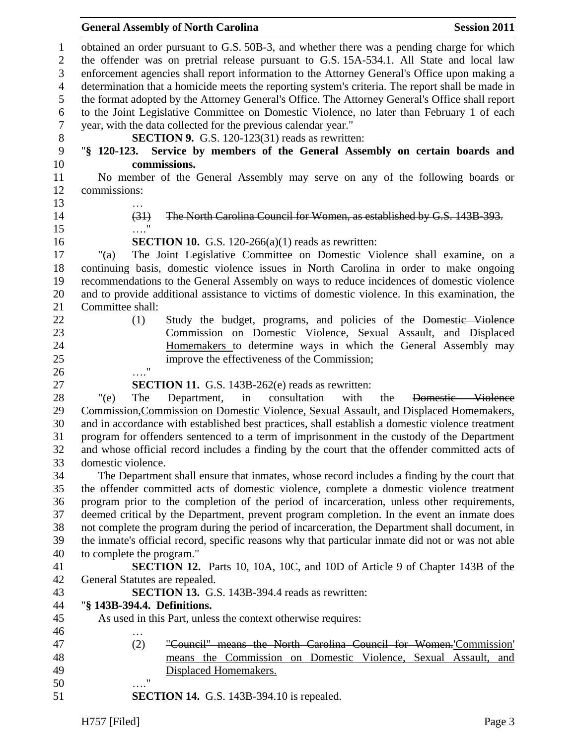obtained an order pursuant to G.S. 50B-3, and whether there was a pending charge for which the offender was on pretrial release pursuant to G.S. 15A-534.1. All State and local law enforcement agencies shall report information to the Attorney General's Office upon making a determination that a homicide meets the reporting system's criteria. The report shall be made in the format adopted by the Attorney General's Office. The Attorney General's Office shall report to the Joint Legislative Committee on Domestic Violence, no later than February 1 of each year, with the data collected for the previous calendar year."

**SECTION 9.** G.S. 120-123(31) reads as rewritten:

"**§ 120-123. Service by members of the General Assembly on certain boards and commissions.**

No member of the General Assembly may serve on any of the following boards or commissions:

…

~~(31) The North Carolina Council for Women, as established by G.S. 143B-393.~~

…."

**SECTION 10.** G.S. 120-266(a)(1) reads as rewritten:

"(a) The Joint Legislative Committee on Domestic Violence shall examine, on a continuing basis, domestic violence issues in North Carolina in order to make ongoing recommendations to the General Assembly on ways to reduce incidences of domestic violence and to provide additional assistance to victims of domestic violence. In this examination, the Committee shall:

(1) Study the budget, programs, and policies of the ~~Domestic Violence~~ Commission <u>on Domestic Violence, Sexual Assault, and Displaced Homemakers</u> to determine ways in which the General Assembly may improve the effectiveness of the Commission;

…."

**SECTION 11.** G.S. 143B-262(e) reads as rewritten:

"(e) The Department, in consultation with the ~~Domestic Violence Commission,~~<u>Commission on Domestic Violence, Sexual Assault, and Displaced Homemakers,</u> and in accordance with established best practices, shall establish a domestic violence treatment program for offenders sentenced to a term of imprisonment in the custody of the Department and whose official record includes a finding by the court that the offender committed acts of domestic violence.

The Department shall ensure that inmates, whose record includes a finding by the court that the offender committed acts of domestic violence, complete a domestic violence treatment program prior to the completion of the period of incarceration, unless other requirements, deemed critical by the Department, prevent program completion. In the event an inmate does not complete the program during the period of incarceration, the Department shall document, in the inmate's official record, specific reasons why that particular inmate did not or was not able to complete the program."

**SECTION 12.** Parts 10, 10A, 10C, and 10D of Article 9 of Chapter 143B of the General Statutes are repealed.

**SECTION 13.** G.S. 143B-394.4 reads as rewritten:

"**§ 143B-394.4. Definitions.**

As used in this Part, unless the context otherwise requires:

…

(2) ~~"Council" means the North Carolina Council for Women.~~<u>'Commission' means the Commission on Domestic Violence, Sexual Assault, and Displaced Homemakers.</u>

…."

**SECTION 14.** G.S. 143B-394.10 is repealed.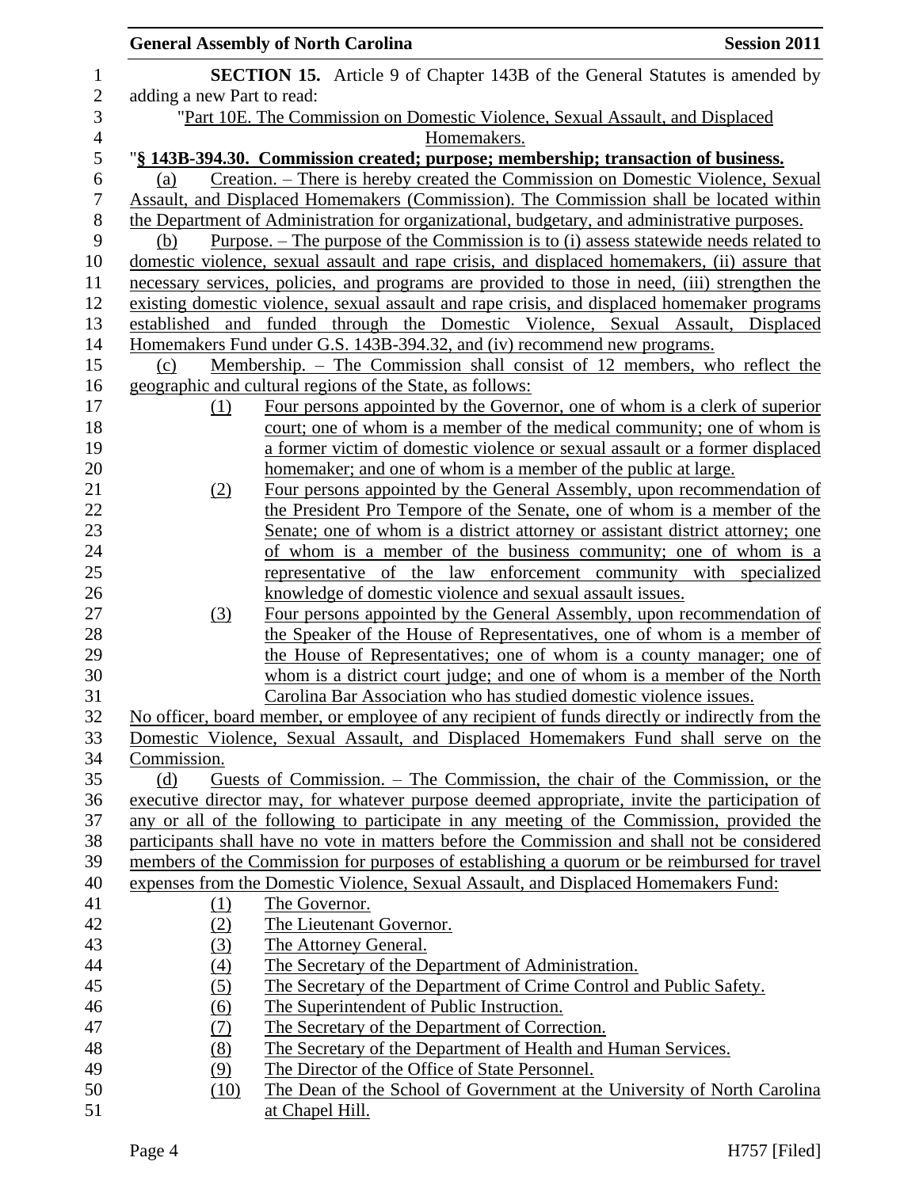**SECTION 15.** Article 9 of Chapter 143B of the General Statutes is amended by adding a new Part to read:

"Part 10E. The Commission on Domestic Violence, Sexual Assault, and Displaced Homemakers.

"**§ 143B-394.30. Commission created; purpose; membership; transaction of business.**

(a) Creation. – There is hereby created the Commission on Domestic Violence, Sexual Assault, and Displaced Homemakers (Commission). The Commission shall be located within the Department of Administration for organizational, budgetary, and administrative purposes.

(b) Purpose. – The purpose of the Commission is to (i) assess statewide needs related to domestic violence, sexual assault and rape crisis, and displaced homemakers, (ii) assure that necessary services, policies, and programs are provided to those in need, (iii) strengthen the existing domestic violence, sexual assault and rape crisis, and displaced homemaker programs established and funded through the Domestic Violence, Sexual Assault, Displaced Homemakers Fund under G.S. 143B-394.32, and (iv) recommend new programs.

(c) Membership. – The Commission shall consist of 12 members, who reflect the geographic and cultural regions of the State, as follows:

(1) Four persons appointed by the Governor, one of whom is a clerk of superior court; one of whom is a member of the medical community; one of whom is a former victim of domestic violence or sexual assault or a former displaced homemaker; and one of whom is a member of the public at large.

(2) Four persons appointed by the General Assembly, upon recommendation of the President Pro Tempore of the Senate, one of whom is a member of the Senate; one of whom is a district attorney or assistant district attorney; one of whom is a member of the business community; one of whom is a representative of the law enforcement community with specialized knowledge of domestic violence and sexual assault issues.

(3) Four persons appointed by the General Assembly, upon recommendation of the Speaker of the House of Representatives, one of whom is a member of the House of Representatives; one of whom is a county manager; one of whom is a district court judge; and one of whom is a member of the North Carolina Bar Association who has studied domestic violence issues.

No officer, board member, or employee of any recipient of funds directly or indirectly from the Domestic Violence, Sexual Assault, and Displaced Homemakers Fund shall serve on the Commission.

(d) Guests of Commission. – The Commission, the chair of the Commission, or the executive director may, for whatever purpose deemed appropriate, invite the participation of any or all of the following to participate in any meeting of the Commission, provided the participants shall have no vote in matters before the Commission and shall not be considered members of the Commission for purposes of establishing a quorum or be reimbursed for travel expenses from the Domestic Violence, Sexual Assault, and Displaced Homemakers Fund:

(1) The Governor.
(2) The Lieutenant Governor.
(3) The Attorney General.
(4) The Secretary of the Department of Administration.
(5) The Secretary of the Department of Crime Control and Public Safety.
(6) The Superintendent of Public Instruction.
(7) The Secretary of the Department of Correction.
(8) The Secretary of the Department of Health and Human Services.
(9) The Director of the Office of State Personnel.
(10) The Dean of the School of Government at the University of North Carolina at Chapel Hill.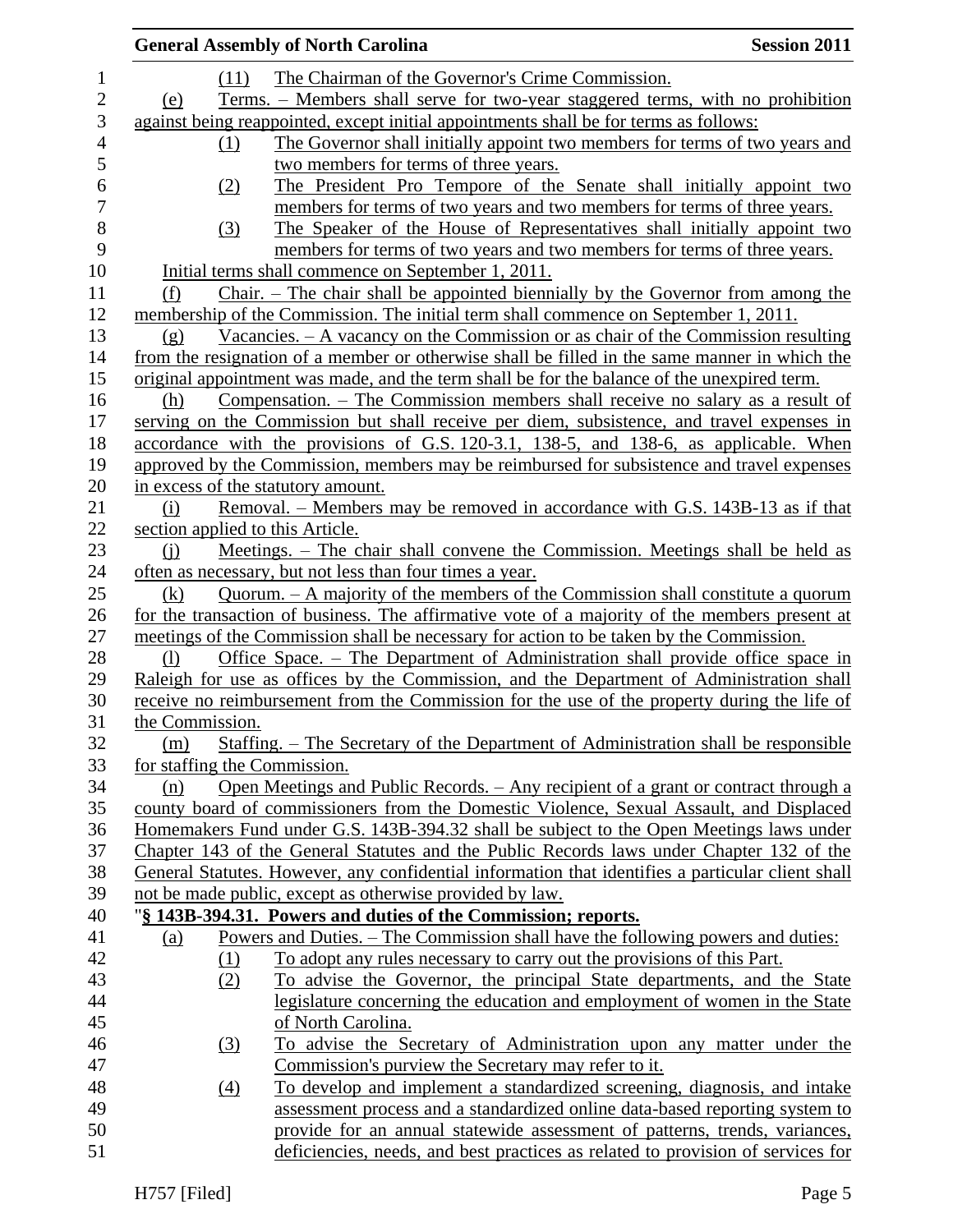(11) The Chairman of the Governor's Crime Commission.

(e) Terms. – Members shall serve for two-year staggered terms, with no prohibition against being reappointed, except initial appointments shall be for terms as follows:

(1) The Governor shall initially appoint two members for terms of two years and two members for terms of three years.

(2) The President Pro Tempore of the Senate shall initially appoint two members for terms of two years and two members for terms of three years.

(3) The Speaker of the House of Representatives shall initially appoint two members for terms of two years and two members for terms of three years.

Initial terms shall commence on September 1, 2011.

(f) Chair. – The chair shall be appointed biennially by the Governor from among the membership of the Commission. The initial term shall commence on September 1, 2011.

(g) Vacancies. – A vacancy on the Commission or as chair of the Commission resulting from the resignation of a member or otherwise shall be filled in the same manner in which the original appointment was made, and the term shall be for the balance of the unexpired term.

(h) Compensation. – The Commission members shall receive no salary as a result of serving on the Commission but shall receive per diem, subsistence, and travel expenses in accordance with the provisions of G.S. 120-3.1, 138-5, and 138-6, as applicable. When approved by the Commission, members may be reimbursed for subsistence and travel expenses in excess of the statutory amount.

(i) Removal. – Members may be removed in accordance with G.S. 143B-13 as if that section applied to this Article.

(j) Meetings. – The chair shall convene the Commission. Meetings shall be held as often as necessary, but not less than four times a year.

(k) Quorum. – A majority of the members of the Commission shall constitute a quorum for the transaction of business. The affirmative vote of a majority of the members present at meetings of the Commission shall be necessary for action to be taken by the Commission.

(l) Office Space. – The Department of Administration shall provide office space in Raleigh for use as offices by the Commission, and the Department of Administration shall receive no reimbursement from the Commission for the use of the property during the life of the Commission.

(m) Staffing. – The Secretary of the Department of Administration shall be responsible for staffing the Commission.

(n) Open Meetings and Public Records. – Any recipient of a grant or contract through a county board of commissioners from the Domestic Violence, Sexual Assault, and Displaced Homemakers Fund under G.S. 143B-394.32 shall be subject to the Open Meetings laws under Chapter 143 of the General Statutes and the Public Records laws under Chapter 132 of the General Statutes. However, any confidential information that identifies a particular client shall not be made public, except as otherwise provided by law.

"**§ 143B-394.31. Powers and duties of the Commission; reports.**

(a) Powers and Duties. – The Commission shall have the following powers and duties:

(1) To adopt any rules necessary to carry out the provisions of this Part.

(2) To advise the Governor, the principal State departments, and the State legislature concerning the education and employment of women in the State of North Carolina.

(3) To advise the Secretary of Administration upon any matter under the Commission's purview the Secretary may refer to it.

(4) To develop and implement a standardized screening, diagnosis, and intake assessment process and a standardized online data-based reporting system to provide for an annual statewide assessment of patterns, trends, variances, deficiencies, needs, and best practices as related to provision of services for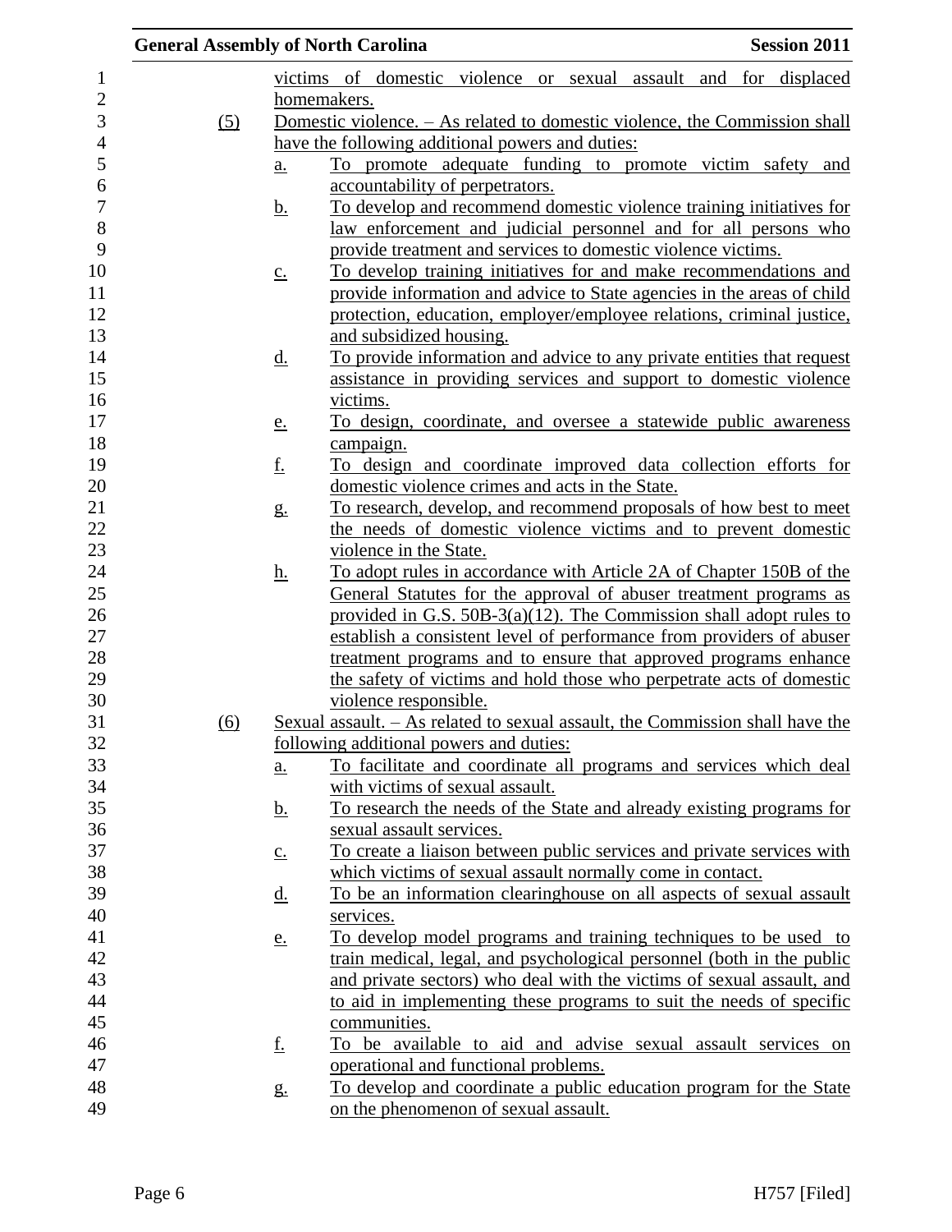victims of domestic violence or sexual assault and for displaced homemakers.

(5) Domestic violence. – As related to domestic violence, the Commission shall have the following additional powers and duties:

a. To promote adequate funding to promote victim safety and accountability of perpetrators.

b. To develop and recommend domestic violence training initiatives for law enforcement and judicial personnel and for all persons who provide treatment and services to domestic violence victims.

c. To develop training initiatives for and make recommendations and provide information and advice to State agencies in the areas of child protection, education, employer/employee relations, criminal justice, and subsidized housing.

d. To provide information and advice to any private entities that request assistance in providing services and support to domestic violence victims.

e. To design, coordinate, and oversee a statewide public awareness campaign.

f. To design and coordinate improved data collection efforts for domestic violence crimes and acts in the State.

g. To research, develop, and recommend proposals of how best to meet the needs of domestic violence victims and to prevent domestic violence in the State.

h. To adopt rules in accordance with Article 2A of Chapter 150B of the General Statutes for the approval of abuser treatment programs as provided in G.S. 50B-3(a)(12). The Commission shall adopt rules to establish a consistent level of performance from providers of abuser treatment programs and to ensure that approved programs enhance the safety of victims and hold those who perpetrate acts of domestic violence responsible.

(6) Sexual assault. – As related to sexual assault, the Commission shall have the following additional powers and duties:

a. To facilitate and coordinate all programs and services which deal with victims of sexual assault.

b. To research the needs of the State and already existing programs for sexual assault services.

c. To create a liaison between public services and private services with which victims of sexual assault normally come in contact.

d. To be an information clearinghouse on all aspects of sexual assault services.

e. To develop model programs and training techniques to be used to train medical, legal, and psychological personnel (both in the public and private sectors) who deal with the victims of sexual assault, and to aid in implementing these programs to suit the needs of specific communities.

f. To be available to aid and advise sexual assault services on operational and functional problems.

g. To develop and coordinate a public education program for the State on the phenomenon of sexual assault.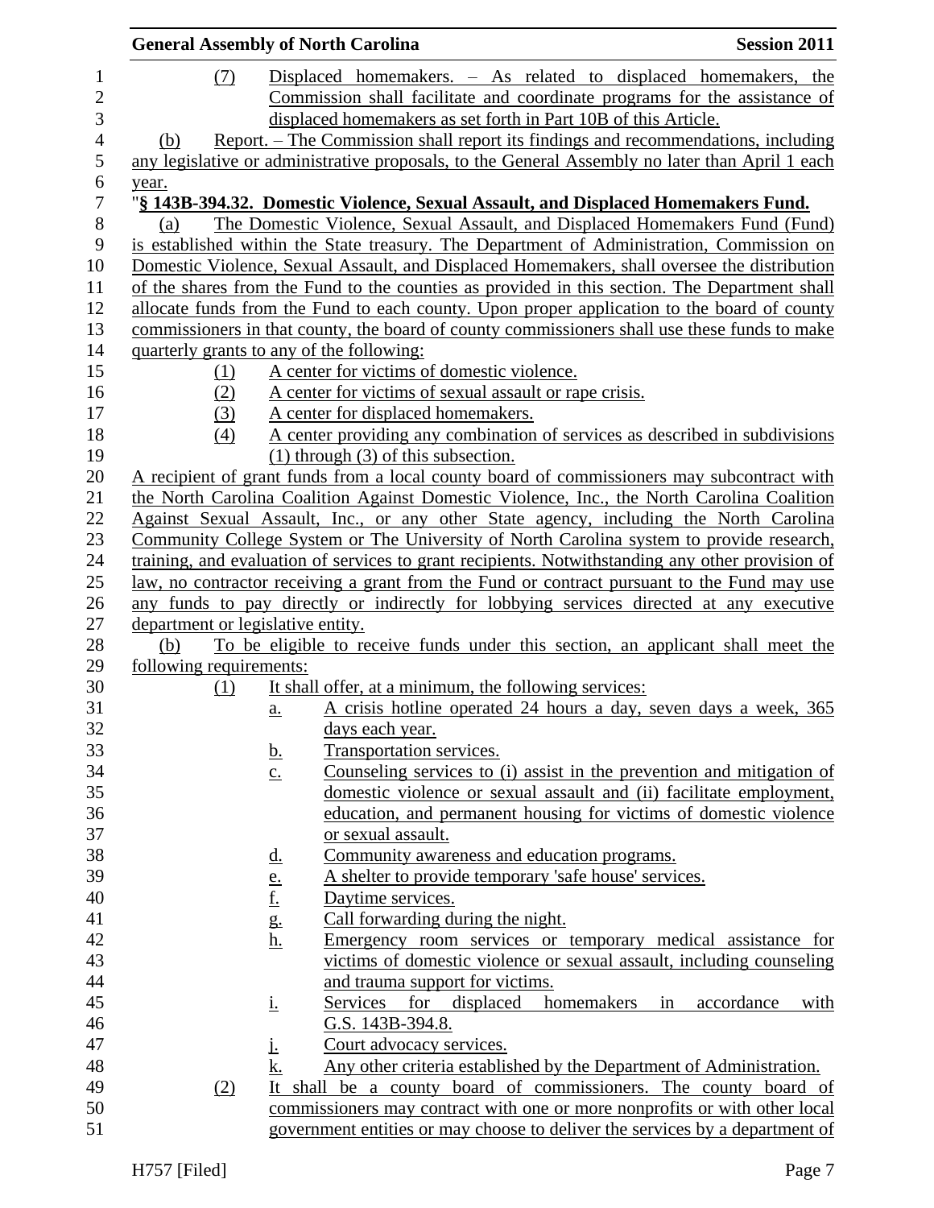(7) Displaced homemakers. – As related to displaced homemakers, the Commission shall facilitate and coordinate programs for the assistance of displaced homemakers as set forth in Part 10B of this Article.

(b) Report. – The Commission shall report its findings and recommendations, including any legislative or administrative proposals, to the General Assembly no later than April 1 each year.

"**§ 143B-394.32. Domestic Violence, Sexual Assault, and Displaced Homemakers Fund.**

(a) The Domestic Violence, Sexual Assault, and Displaced Homemakers Fund (Fund) is established within the State treasury. The Department of Administration, Commission on Domestic Violence, Sexual Assault, and Displaced Homemakers, shall oversee the distribution of the shares from the Fund to the counties as provided in this section. The Department shall allocate funds from the Fund to each county. Upon proper application to the board of county commissioners in that county, the board of county commissioners shall use these funds to make quarterly grants to any of the following:

(1) A center for victims of domestic violence.
(2) A center for victims of sexual assault or rape crisis.
(3) A center for displaced homemakers.
(4) A center providing any combination of services as described in subdivisions (1) through (3) of this subsection.

A recipient of grant funds from a local county board of commissioners may subcontract with the North Carolina Coalition Against Domestic Violence, Inc., the North Carolina Coalition Against Sexual Assault, Inc., or any other State agency, including the North Carolina Community College System or The University of North Carolina system to provide research, training, and evaluation of services to grant recipients. Notwithstanding any other provision of law, no contractor receiving a grant from the Fund or contract pursuant to the Fund may use any funds to pay directly or indirectly for lobbying services directed at any executive department or legislative entity.

(b) To be eligible to receive funds under this section, an applicant shall meet the following requirements:

(1) It shall offer, at a minimum, the following services:
   a. A crisis hotline operated 24 hours a day, seven days a week, 365 days each year.
   b. Transportation services.
   c. Counseling services to (i) assist in the prevention and mitigation of domestic violence or sexual assault and (ii) facilitate employment, education, and permanent housing for victims of domestic violence or sexual assault.
   d. Community awareness and education programs.
   e. A shelter to provide temporary 'safe house' services.
   f. Daytime services.
   g. Call forwarding during the night.
   h. Emergency room services or temporary medical assistance for victims of domestic violence or sexual assault, including counseling and trauma support for victims.
   i. Services for displaced homemakers in accordance with G.S. 143B-394.8.
   j. Court advocacy services.
   k. Any other criteria established by the Department of Administration.

(2) It shall be a county board of commissioners. The county board of commissioners may contract with one or more nonprofits or with other local government entities or may choose to deliver the services by a department of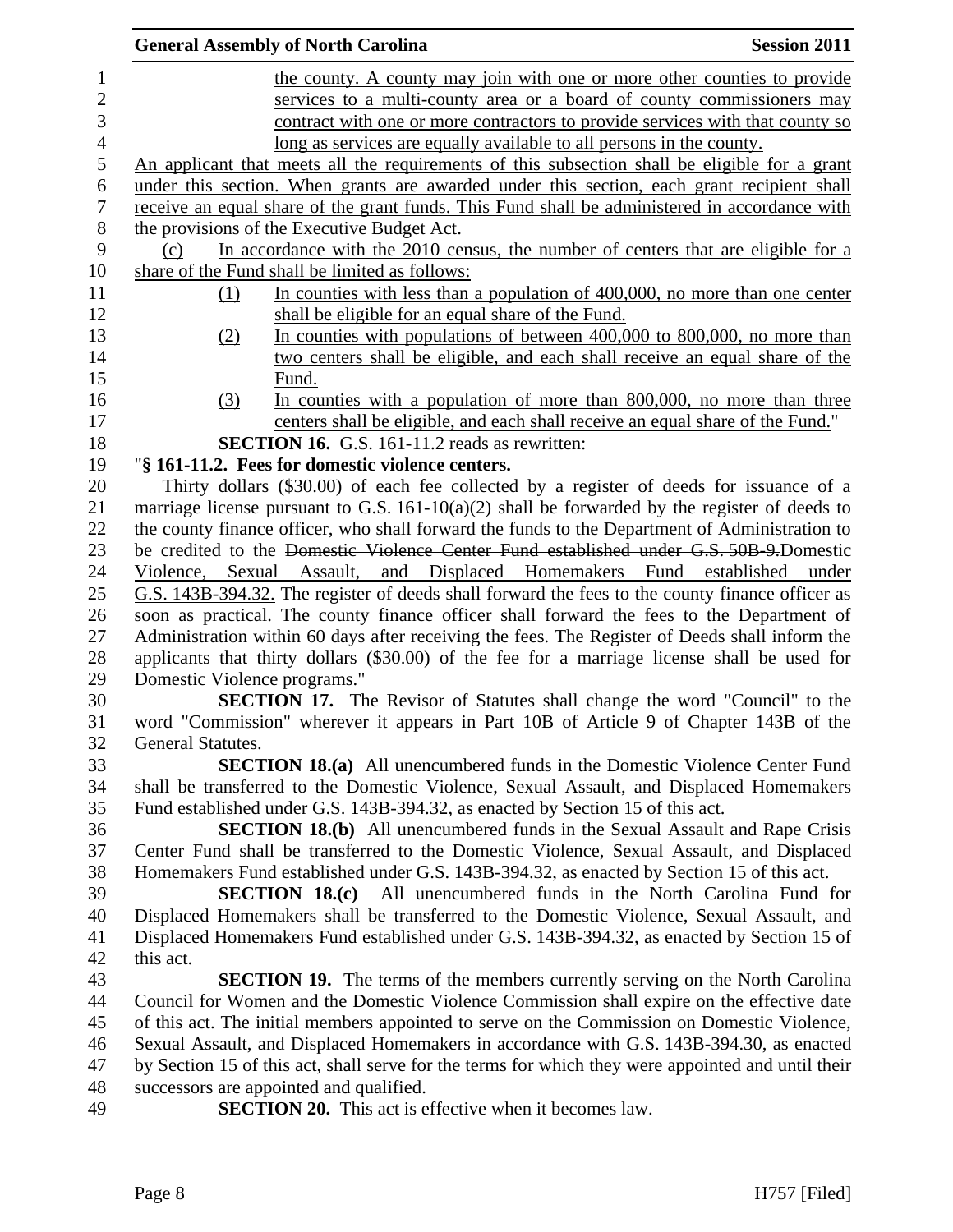the county. A county may join with one or more other counties to provide services to a multi-county area or a board of county commissioners may contract with one or more contractors to provide services with that county so long as services are equally available to all persons in the county.

An applicant that meets all the requirements of this subsection shall be eligible for a grant under this section. When grants are awarded under this section, each grant recipient shall receive an equal share of the grant funds. This Fund shall be administered in accordance with the provisions of the Executive Budget Act.

(c) In accordance with the 2010 census, the number of centers that are eligible for a share of the Fund shall be limited as follows:

(1) In counties with less than a population of 400,000, no more than one center shall be eligible for an equal share of the Fund.

(2) In counties with populations of between 400,000 to 800,000, no more than two centers shall be eligible, and each shall receive an equal share of the Fund.

(3) In counties with a population of more than 800,000, no more than three centers shall be eligible, and each shall receive an equal share of the Fund."

**SECTION 16.** G.S. 161-11.2 reads as rewritten:

"**§ 161-11.2. Fees for domestic violence centers.**

Thirty dollars ($30.00) of each fee collected by a register of deeds for issuance of a marriage license pursuant to G.S. 161-10(a)(2) shall be forwarded by the register of deeds to the county finance officer, who shall forward the funds to the Department of Administration to be credited to the ~~Domestic Violence Center Fund established under G.S. 50B-9.~~Domestic Violence, Sexual Assault, and Displaced Homemakers Fund established under G.S. 143B-394.32. The register of deeds shall forward the fees to the county finance officer as soon as practical. The county finance officer shall forward the fees to the Department of Administration within 60 days after receiving the fees. The Register of Deeds shall inform the applicants that thirty dollars ($30.00) of the fee for a marriage license shall be used for Domestic Violence programs."

**SECTION 17.** The Revisor of Statutes shall change the word "Council" to the word "Commission" wherever it appears in Part 10B of Article 9 of Chapter 143B of the General Statutes.

**SECTION 18.(a)** All unencumbered funds in the Domestic Violence Center Fund shall be transferred to the Domestic Violence, Sexual Assault, and Displaced Homemakers Fund established under G.S. 143B-394.32, as enacted by Section 15 of this act.

**SECTION 18.(b)** All unencumbered funds in the Sexual Assault and Rape Crisis Center Fund shall be transferred to the Domestic Violence, Sexual Assault, and Displaced Homemakers Fund established under G.S. 143B-394.32, as enacted by Section 15 of this act.

**SECTION 18.(c)** All unencumbered funds in the North Carolina Fund for Displaced Homemakers shall be transferred to the Domestic Violence, Sexual Assault, and Displaced Homemakers Fund established under G.S. 143B-394.32, as enacted by Section 15 of this act.

**SECTION 19.** The terms of the members currently serving on the North Carolina Council for Women and the Domestic Violence Commission shall expire on the effective date of this act. The initial members appointed to serve on the Commission on Domestic Violence, Sexual Assault, and Displaced Homemakers in accordance with G.S. 143B-394.30, as enacted by Section 15 of this act, shall serve for the terms for which they were appointed and until their successors are appointed and qualified.

**SECTION 20.** This act is effective when it becomes law.